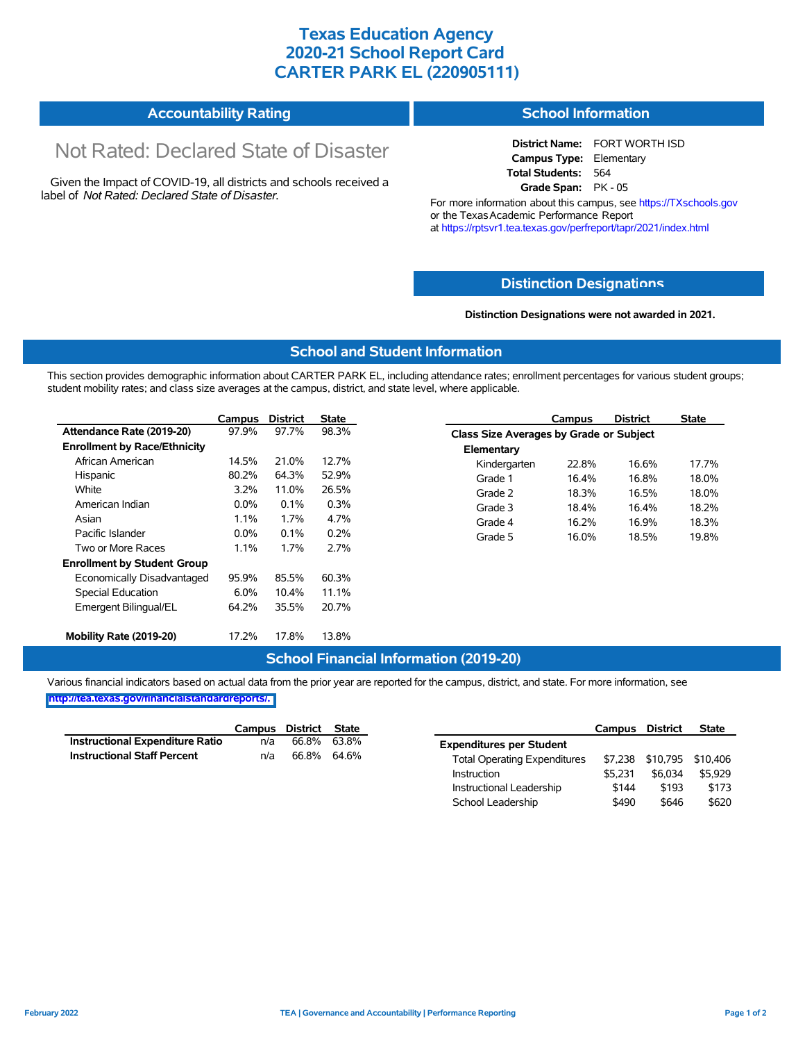# Texas Education Agency
# 2020-21 School Report Card
# CARTER PARK EL (220905111)

## Accountability Rating

Not Rated: Declared State of Disaster

Given the Impact of COVID-19, all districts and schools received a label of *Not Rated: Declared State of Disaster*.

## School Information

**District Name:** FORT WORTH ISD
**Campus Type:** Elementary
**Total Students:** 564
**Grade Span:** PK - 05

For more information about this campus, see https://TXschools.gov or the Texas Academic Performance Report at https://rptsvr1.tea.texas.gov/perfreport/tapr/2021/index.html

## Distinction Designations

**Distinction Designations were not awarded in 2021.**

## School and Student Information

This section provides demographic information about CARTER PARK EL, including attendance rates; enrollment percentages for various student groups; student mobility rates; and class size averages at the campus, district, and state level, where applicable.

| | Campus | District | State |
|---|---|---|---|
| **Attendance Rate (2019-20)** | 97.9% | 97.7% | 98.3% |
| **Enrollment by Race/Ethnicity** | | | |
| African American | 14.5% | 21.0% | 12.7% |
| Hispanic | 80.2% | 64.3% | 52.9% |
| White | 3.2% | 11.0% | 26.5% |
| American Indian | 0.0% | 0.1% | 0.3% |
| Asian | 1.1% | 1.7% | 4.7% |
| Pacific Islander | 0.0% | 0.1% | 0.2% |
| Two or More Races | 1.1% | 1.7% | 2.7% |
| **Enrollment by Student Group** | | | |
| Economically Disadvantaged | 95.9% | 85.5% | 60.3% |
| Special Education | 6.0% | 10.4% | 11.1% |
| Emergent Bilingual/EL | 64.2% | 35.5% | 20.7% |
| **Mobility Rate (2019-20)** | 17.2% | 17.8% | 13.8% |

| | Campus | District | State |
|---|---|---|---|
| **Class Size Averages by Grade or Subject** | | | |
| **Elementary** | | | |
| Kindergarten | 22.8% | 16.6% | 17.7% |
| Grade 1 | 16.4% | 16.8% | 18.0% |
| Grade 2 | 18.3% | 16.5% | 18.0% |
| Grade 3 | 18.4% | 16.4% | 18.2% |
| Grade 4 | 16.2% | 16.9% | 18.3% |
| Grade 5 | 16.0% | 18.5% | 19.8% |

## School Financial Information (2019-20)

Various financial indicators based on actual data from the prior year are reported for the campus, district, and state. For more information, see http://tea.texas.gov/financialstandardreports/.

| | Campus | District | State |
|---|---|---|---|
| **Instructional Expenditure Ratio** | n/a | 66.8% | 63.8% |
| **Instructional Staff Percent** | n/a | 66.8% | 64.6% |

| | Campus | District | State |
|---|---|---|---|
| **Expenditures per Student** | | | |
| Total Operating Expenditures | $7,238 | $10,795 | $10,406 |
| Instruction | $5,231 | $6,034 | $5,929 |
| Instructional Leadership | $144 | $193 | $173 |
| School Leadership | $490 | $646 | $620 |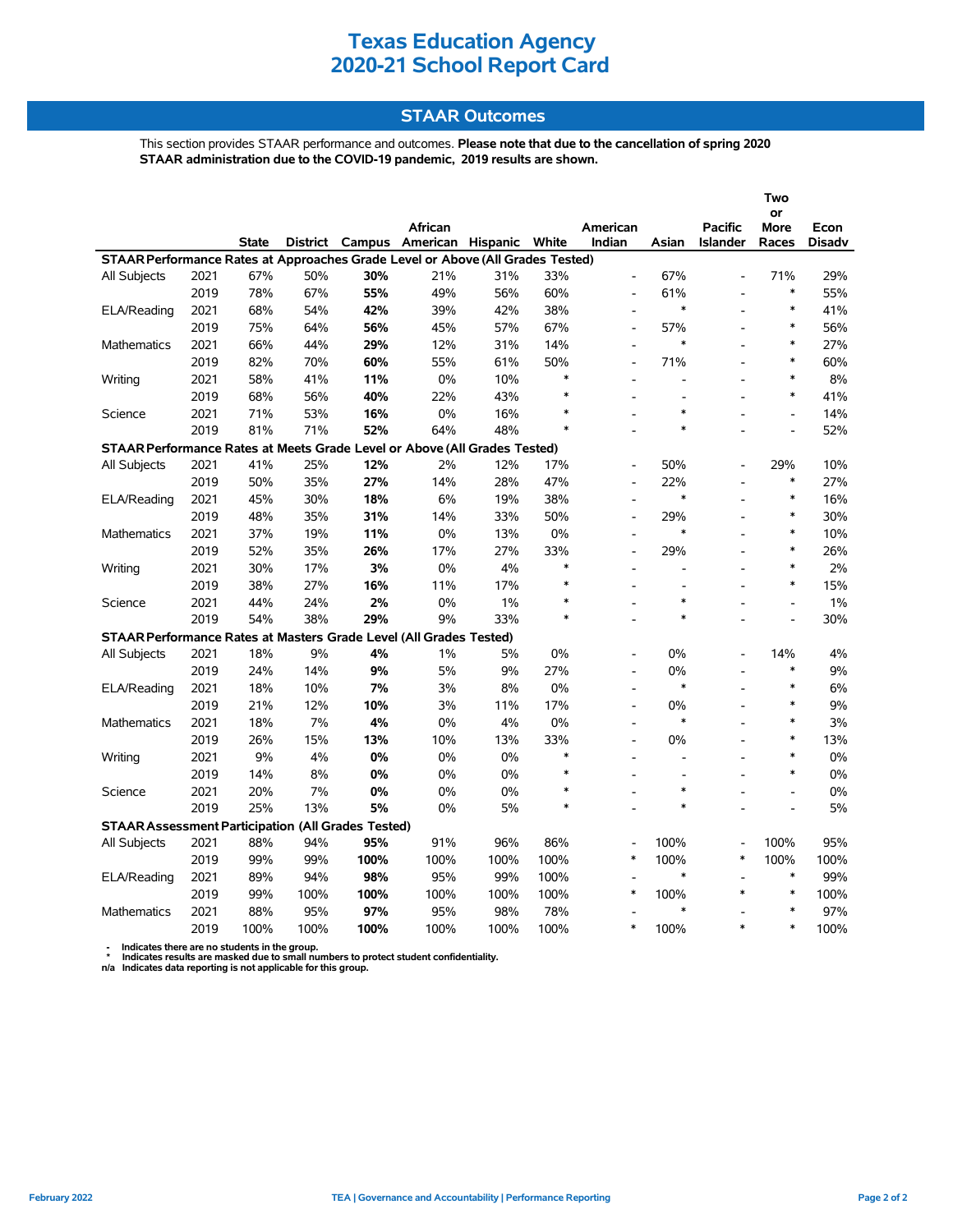# Texas Education Agency
# 2020-21 School Report Card

## STAAR Outcomes

This section provides STAAR performance and outcomes. **Please note that due to the cancellation of spring 2020 STAAR administration due to the COVID-19 pandemic, 2019 results are shown.**

| | | State | District | Campus | African American | Hispanic | White | American Indian | Asian | Pacific Islander | Two or More Races | Econ Disadv |
|---|---|---|---|---|---|---|---|---|---|---|---|---|
| **STAAR Performance Rates at Approaches Grade Level or Above (All Grades Tested)** | | | | | | | | | | | | |
| All Subjects | 2021 | 67% | 50% | **30%** | 21% | 31% | 33% | - | 67% | - | 71% | 29% |
| | 2019 | 78% | 67% | **55%** | 49% | 56% | 60% | - | 61% | - | * | 55% |
| ELA/Reading | 2021 | 68% | 54% | **42%** | 39% | 42% | 38% | - | * | - | * | 41% |
| | 2019 | 75% | 64% | **56%** | 45% | 57% | 67% | - | 57% | - | * | 56% |
| Mathematics | 2021 | 66% | 44% | **29%** | 12% | 31% | 14% | - | * | - | * | 27% |
| | 2019 | 82% | 70% | **60%** | 55% | 61% | 50% | - | 71% | - | * | 60% |
| Writing | 2021 | 58% | 41% | **11%** | 0% | 10% | * | - | - | - | * | 8% |
| | 2019 | 68% | 56% | **40%** | 22% | 43% | * | - | - | - | * | 41% |
| Science | 2021 | 71% | 53% | **16%** | 0% | 16% | * | - | * | - | - | 14% |
| | 2019 | 81% | 71% | **52%** | 64% | 48% | * | - | * | - | - | 52% |
| **STAAR Performance Rates at Meets Grade Level or Above (All Grades Tested)** | | | | | | | | | | | | |
| All Subjects | 2021 | 41% | 25% | **12%** | 2% | 12% | 17% | - | 50% | - | 29% | 10% |
| | 2019 | 50% | 35% | **27%** | 14% | 28% | 47% | - | 22% | - | * | 27% |
| ELA/Reading | 2021 | 45% | 30% | **18%** | 6% | 19% | 38% | - | * | - | * | 16% |
| | 2019 | 48% | 35% | **31%** | 14% | 33% | 50% | - | 29% | - | * | 30% |
| Mathematics | 2021 | 37% | 19% | **11%** | 0% | 13% | 0% | - | * | - | * | 10% |
| | 2019 | 52% | 35% | **26%** | 17% | 27% | 33% | - | 29% | - | * | 26% |
| Writing | 2021 | 30% | 17% | **3%** | 0% | 4% | * | - | - | - | * | 2% |
| | 2019 | 38% | 27% | **16%** | 11% | 17% | * | - | - | - | * | 15% |
| Science | 2021 | 44% | 24% | **2%** | 0% | 1% | * | - | * | - | - | 1% |
| | 2019 | 54% | 38% | **29%** | 9% | 33% | * | - | * | - | - | 30% |
| **STAAR Performance Rates at Masters Grade Level (All Grades Tested)** | | | | | | | | | | | | |
| All Subjects | 2021 | 18% | 9% | **4%** | 1% | 5% | 0% | - | 0% | - | 14% | 4% |
| | 2019 | 24% | 14% | **9%** | 5% | 9% | 27% | - | 0% | - | * | 9% |
| ELA/Reading | 2021 | 18% | 10% | **7%** | 3% | 8% | 0% | - | * | - | * | 6% |
| | 2019 | 21% | 12% | **10%** | 3% | 11% | 17% | - | 0% | - | * | 9% |
| Mathematics | 2021 | 18% | 7% | **4%** | 0% | 4% | 0% | - | * | - | * | 3% |
| | 2019 | 26% | 15% | **13%** | 10% | 13% | 33% | - | 0% | - | * | 13% |
| Writing | 2021 | 9% | 4% | **0%** | 0% | 0% | * | - | - | - | * | 0% |
| | 2019 | 14% | 8% | **0%** | 0% | 0% | * | - | - | - | * | 0% |
| Science | 2021 | 20% | 7% | **0%** | 0% | 0% | * | - | * | - | - | 0% |
| | 2019 | 25% | 13% | **5%** | 0% | 5% | * | - | * | - | - | 5% |
| **STAAR Assessment Participation (All Grades Tested)** | | | | | | | | | | | | |
| All Subjects | 2021 | 88% | 94% | **95%** | 91% | 96% | 86% | - | 100% | - | 100% | 95% |
| | 2019 | 99% | 99% | **100%** | 100% | 100% | 100% | * | 100% | * | 100% | 100% |
| ELA/Reading | 2021 | 89% | 94% | **98%** | 95% | 99% | 100% | - | * | - | * | 99% |
| | 2019 | 99% | 100% | **100%** | 100% | 100% | 100% | * | 100% | * | * | 100% |
| Mathematics | 2021 | 88% | 95% | **97%** | 95% | 98% | 78% | - | * | - | * | 97% |
| | 2019 | 100% | 100% | **100%** | 100% | 100% | 100% | * | 100% | * | * | 100% |

**-** Indicates there are no students in the group.
**\*** Indicates results are masked due to small numbers to protect student confidentiality.
**n/a** Indicates data reporting is not applicable for this group.